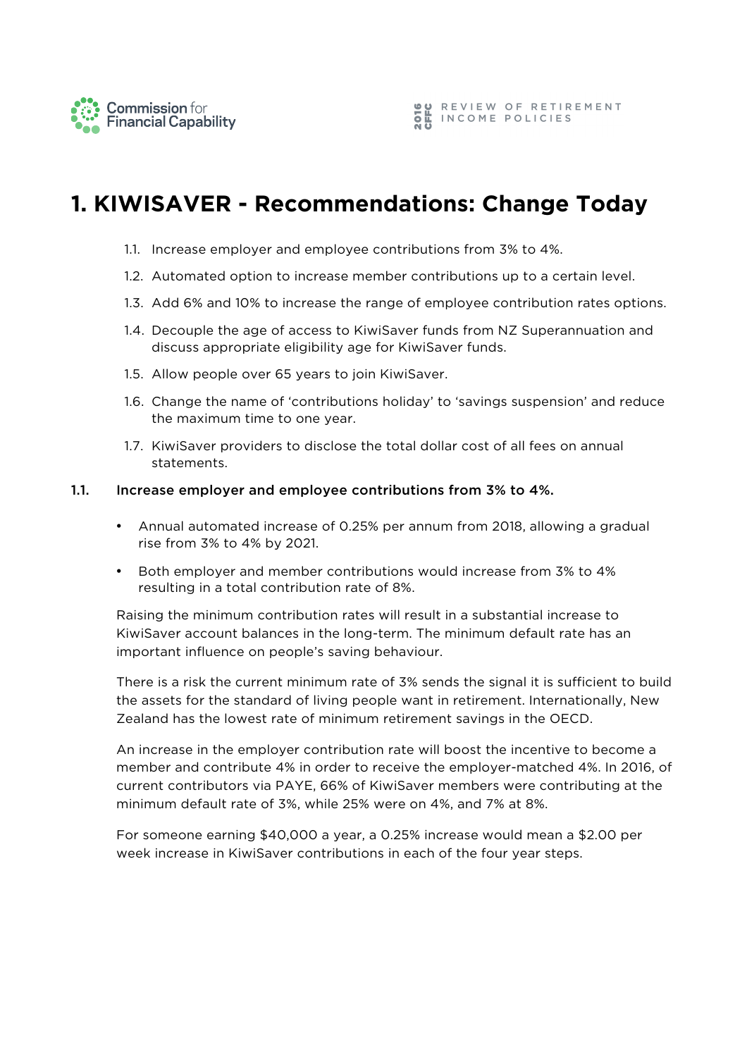# 1. KIWISAVER - Recommendations: Change Today

1.1. Increase employer and employee contributions from 3% to 4%.

1.2. Automated option to increase member contributions up to a certain level.

1.3. Add 6% and 10% to increase the range of employee contribution rates options.

1.4. Decouple the age of access to KiwiSaver funds from NZ Superannuation and discuss appropriate eligibility age for KiwiSaver funds.

1.5. Allow people over 65 years to join KiwiSaver.

1.6. Change the name of 'contributions holiday' to 'savings suspension' and reduce the maximum time to one year.

1.7. KiwiSaver providers to disclose the total dollar cost of all fees on annual statements.

### 1.1. Increase employer and employee contributions from 3% to 4%.

- Annual automated increase of 0.25% per annum from 2018, allowing a gradual rise from 3% to 4% by 2021.
- Both employer and member contributions would increase from 3% to 4% resulting in a total contribution rate of 8%.

Raising the minimum contribution rates will result in a substantial increase to KiwiSaver account balances in the long-term. The minimum default rate has an important influence on people's saving behaviour.

There is a risk the current minimum rate of 3% sends the signal it is sufficient to build the assets for the standard of living people want in retirement. Internationally, New Zealand has the lowest rate of minimum retirement savings in the OECD.

An increase in the employer contribution rate will boost the incentive to become a member and contribute 4% in order to receive the employer-matched 4%. In 2016, of current contributors via PAYE, 66% of KiwiSaver members were contributing at the minimum default rate of 3%, while 25% were on 4%, and 7% at 8%.

For someone earning $40,000 a year, a 0.25% increase would mean a $2.00 per week increase in KiwiSaver contributions in each of the four year steps.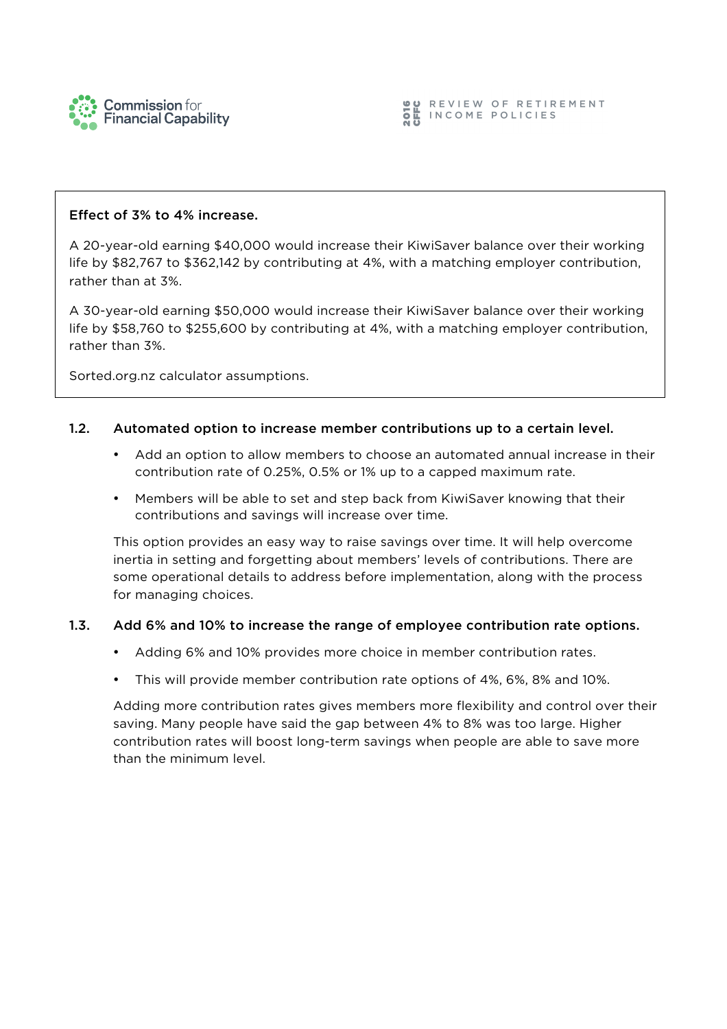**Effect of 3% to 4% increase.**

A 20-year-old earning $40,000 would increase their KiwiSaver balance over their working life by $82,767 to $362,142 by contributing at 4%, with a matching employer contribution, rather than at 3%.

A 30-year-old earning $50,000 would increase their KiwiSaver balance over their working life by $58,760 to $255,600 by contributing at 4%, with a matching employer contribution, rather than 3%.

Sorted.org.nz calculator assumptions.

### 1.2. Automated option to increase member contributions up to a certain level.

- Add an option to allow members to choose an automated annual increase in their contribution rate of 0.25%, 0.5% or 1% up to a capped maximum rate.
- Members will be able to set and step back from KiwiSaver knowing that their contributions and savings will increase over time.

This option provides an easy way to raise savings over time. It will help overcome inertia in setting and forgetting about members' levels of contributions. There are some operational details to address before implementation, along with the process for managing choices.

### 1.3. Add 6% and 10% to increase the range of employee contribution rate options.

- Adding 6% and 10% provides more choice in member contribution rates.
- This will provide member contribution rate options of 4%, 6%, 8% and 10%.

Adding more contribution rates gives members more flexibility and control over their saving. Many people have said the gap between 4% to 8% was too large. Higher contribution rates will boost long-term savings when people are able to save more than the minimum level.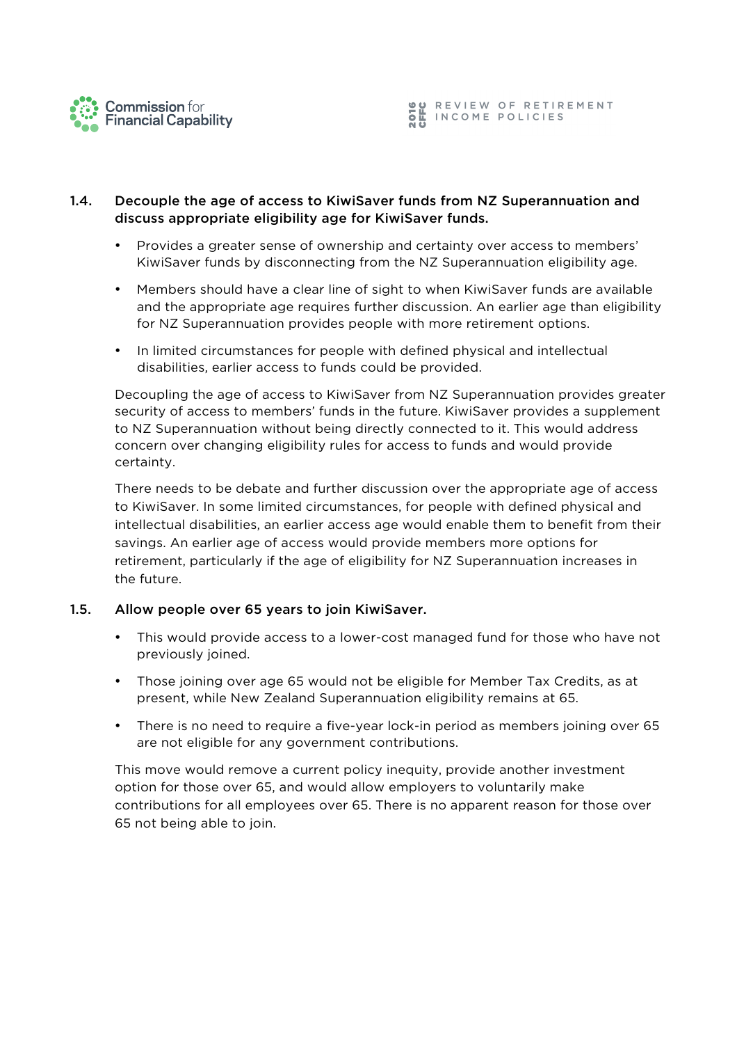### 1.4. Decouple the age of access to KiwiSaver funds from NZ Superannuation and discuss appropriate eligibility age for KiwiSaver funds.

- Provides a greater sense of ownership and certainty over access to members' KiwiSaver funds by disconnecting from the NZ Superannuation eligibility age.
- Members should have a clear line of sight to when KiwiSaver funds are available and the appropriate age requires further discussion. An earlier age than eligibility for NZ Superannuation provides people with more retirement options.
- In limited circumstances for people with defined physical and intellectual disabilities, earlier access to funds could be provided.

Decoupling the age of access to KiwiSaver from NZ Superannuation provides greater security of access to members' funds in the future. KiwiSaver provides a supplement to NZ Superannuation without being directly connected to it. This would address concern over changing eligibility rules for access to funds and would provide certainty.

There needs to be debate and further discussion over the appropriate age of access to KiwiSaver. In some limited circumstances, for people with defined physical and intellectual disabilities, an earlier access age would enable them to benefit from their savings. An earlier age of access would provide members more options for retirement, particularly if the age of eligibility for NZ Superannuation increases in the future.

### 1.5. Allow people over 65 years to join KiwiSaver.

- This would provide access to a lower-cost managed fund for those who have not previously joined.
- Those joining over age 65 would not be eligible for Member Tax Credits, as at present, while New Zealand Superannuation eligibility remains at 65.
- There is no need to require a five-year lock-in period as members joining over 65 are not eligible for any government contributions.

This move would remove a current policy inequity, provide another investment option for those over 65, and would allow employers to voluntarily make contributions for all employees over 65. There is no apparent reason for those over 65 not being able to join.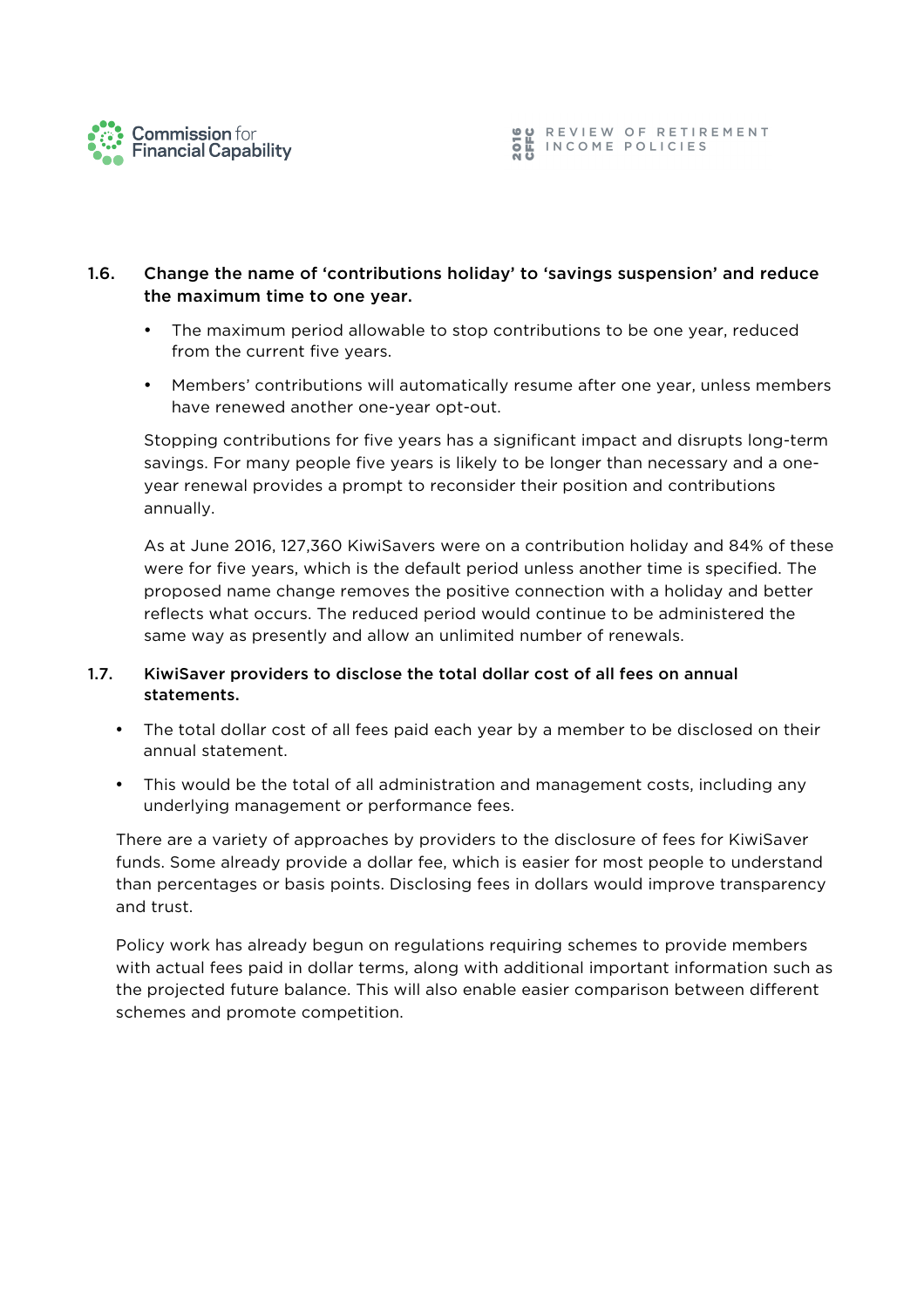### 1.6. Change the name of 'contributions holiday' to 'savings suspension' and reduce the maximum time to one year.

- The maximum period allowable to stop contributions to be one year, reduced from the current five years.
- Members' contributions will automatically resume after one year, unless members have renewed another one-year opt-out.

Stopping contributions for five years has a significant impact and disrupts long-term savings. For many people five years is likely to be longer than necessary and a one-year renewal provides a prompt to reconsider their position and contributions annually.

As at June 2016, 127,360 KiwiSavers were on a contribution holiday and 84% of these were for five years, which is the default period unless another time is specified. The proposed name change removes the positive connection with a holiday and better reflects what occurs. The reduced period would continue to be administered the same way as presently and allow an unlimited number of renewals.

### 1.7. KiwiSaver providers to disclose the total dollar cost of all fees on annual statements.

- The total dollar cost of all fees paid each year by a member to be disclosed on their annual statement.
- This would be the total of all administration and management costs, including any underlying management or performance fees.

There are a variety of approaches by providers to the disclosure of fees for KiwiSaver funds. Some already provide a dollar fee, which is easier for most people to understand than percentages or basis points. Disclosing fees in dollars would improve transparency and trust.

Policy work has already begun on regulations requiring schemes to provide members with actual fees paid in dollar terms, along with additional important information such as the projected future balance. This will also enable easier comparison between different schemes and promote competition.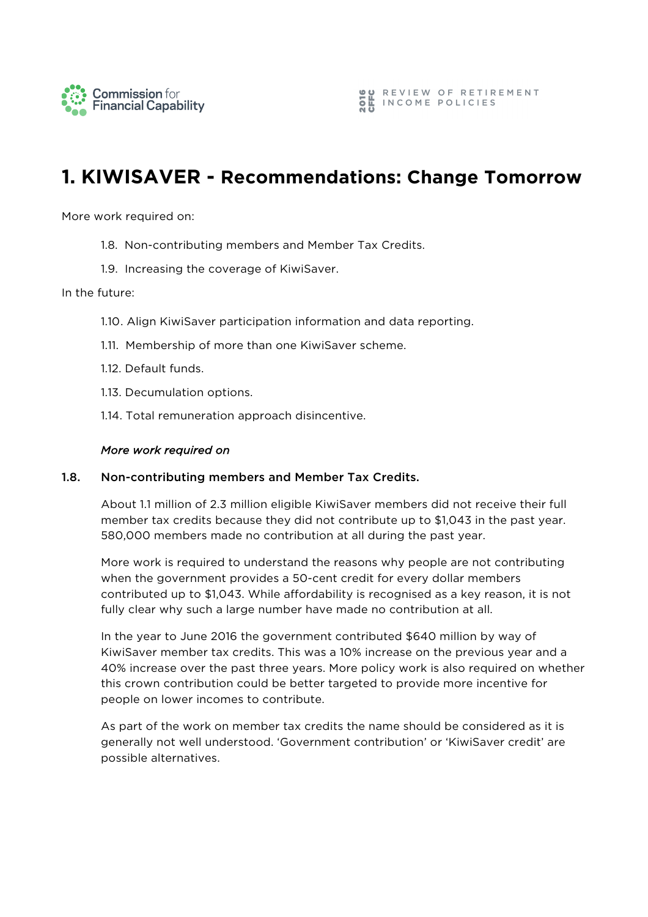# 1. KIWISAVER - Recommendations: Change Tomorrow

More work required on:

- 1.8. Non-contributing members and Member Tax Credits.
- 1.9. Increasing the coverage of KiwiSaver.

In the future:

- 1.10. Align KiwiSaver participation information and data reporting.
- 1.11. Membership of more than one KiwiSaver scheme.
- 1.12. Default funds.
- 1.13. Decumulation options.
- 1.14. Total remuneration approach disincentive.

*More work required on*

### 1.8. Non-contributing members and Member Tax Credits.

About 1.1 million of 2.3 million eligible KiwiSaver members did not receive their full member tax credits because they did not contribute up to $1,043 in the past year. 580,000 members made no contribution at all during the past year.

More work is required to understand the reasons why people are not contributing when the government provides a 50-cent credit for every dollar members contributed up to $1,043. While affordability is recognised as a key reason, it is not fully clear why such a large number have made no contribution at all.

In the year to June 2016 the government contributed $640 million by way of KiwiSaver member tax credits. This was a 10% increase on the previous year and a 40% increase over the past three years. More policy work is also required on whether this crown contribution could be better targeted to provide more incentive for people on lower incomes to contribute.

As part of the work on member tax credits the name should be considered as it is generally not well understood. 'Government contribution' or 'KiwiSaver credit' are possible alternatives.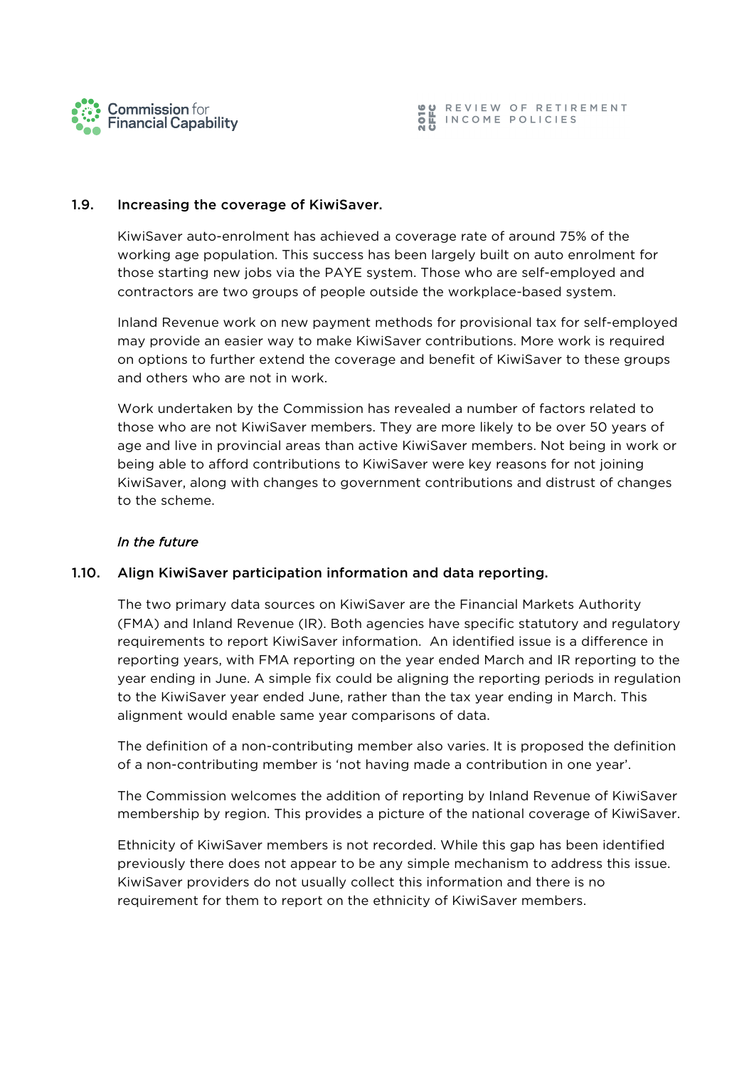### 1.9. Increasing the coverage of KiwiSaver.

KiwiSaver auto-enrolment has achieved a coverage rate of around 75% of the working age population. This success has been largely built on auto enrolment for those starting new jobs via the PAYE system. Those who are self-employed and contractors are two groups of people outside the workplace-based system.

Inland Revenue work on new payment methods for provisional tax for self-employed may provide an easier way to make KiwiSaver contributions. More work is required on options to further extend the coverage and benefit of KiwiSaver to these groups and others who are not in work.

Work undertaken by the Commission has revealed a number of factors related to those who are not KiwiSaver members. They are more likely to be over 50 years of age and live in provincial areas than active KiwiSaver members. Not being in work or being able to afford contributions to KiwiSaver were key reasons for not joining KiwiSaver, along with changes to government contributions and distrust of changes to the scheme.

*In the future*

### 1.10. Align KiwiSaver participation information and data reporting.

The two primary data sources on KiwiSaver are the Financial Markets Authority (FMA) and Inland Revenue (IR). Both agencies have specific statutory and regulatory requirements to report KiwiSaver information. An identified issue is a difference in reporting years, with FMA reporting on the year ended March and IR reporting to the year ending in June. A simple fix could be aligning the reporting periods in regulation to the KiwiSaver year ended June, rather than the tax year ending in March. This alignment would enable same year comparisons of data.

The definition of a non-contributing member also varies. It is proposed the definition of a non-contributing member is 'not having made a contribution in one year'.

The Commission welcomes the addition of reporting by Inland Revenue of KiwiSaver membership by region. This provides a picture of the national coverage of KiwiSaver.

Ethnicity of KiwiSaver members is not recorded. While this gap has been identified previously there does not appear to be any simple mechanism to address this issue. KiwiSaver providers do not usually collect this information and there is no requirement for them to report on the ethnicity of KiwiSaver members.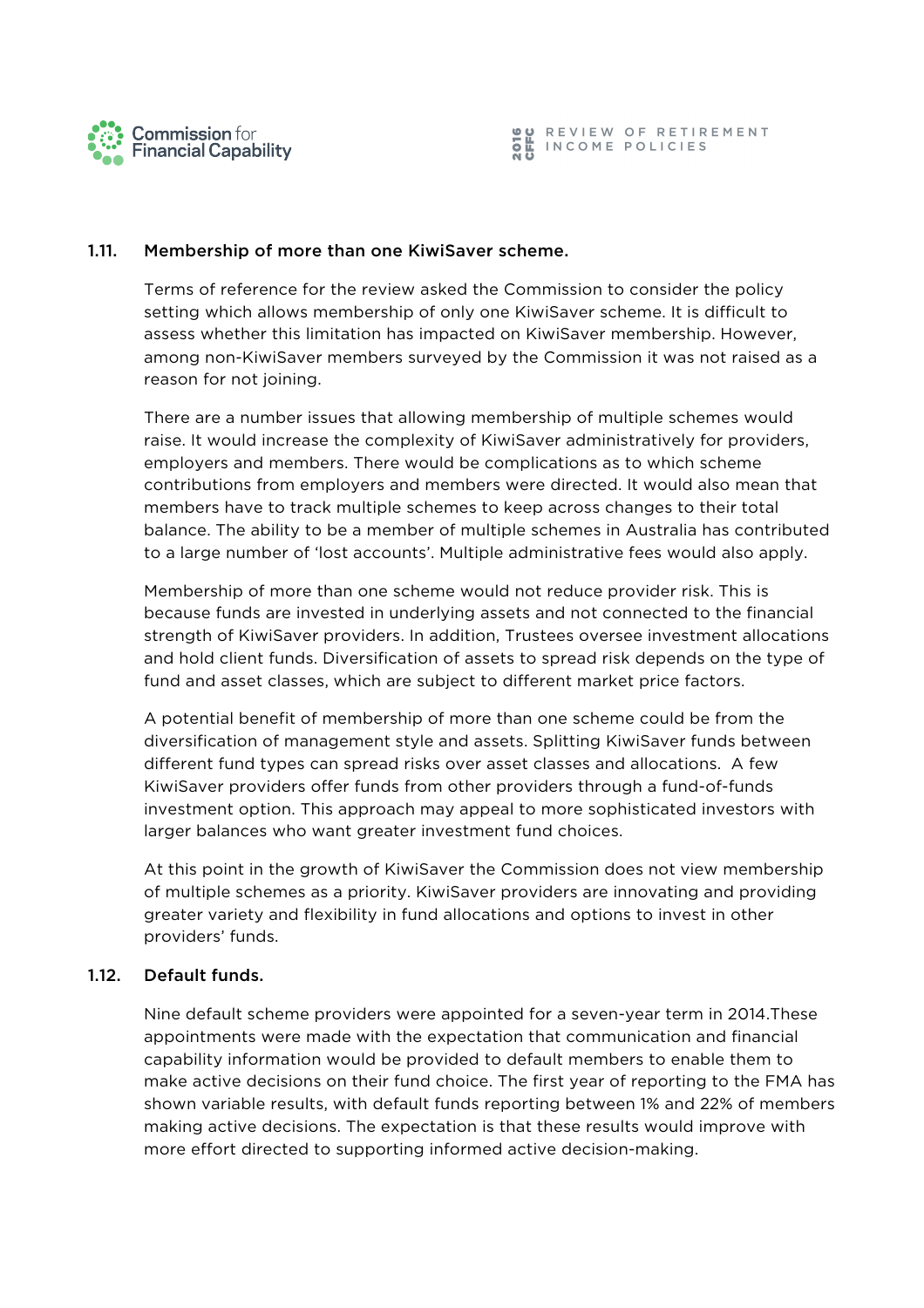### 1.11. Membership of more than one KiwiSaver scheme.

Terms of reference for the review asked the Commission to consider the policy setting which allows membership of only one KiwiSaver scheme. It is difficult to assess whether this limitation has impacted on KiwiSaver membership. However, among non-KiwiSaver members surveyed by the Commission it was not raised as a reason for not joining.

There are a number issues that allowing membership of multiple schemes would raise. It would increase the complexity of KiwiSaver administratively for providers, employers and members. There would be complications as to which scheme contributions from employers and members were directed. It would also mean that members have to track multiple schemes to keep across changes to their total balance. The ability to be a member of multiple schemes in Australia has contributed to a large number of 'lost accounts'. Multiple administrative fees would also apply.

Membership of more than one scheme would not reduce provider risk. This is because funds are invested in underlying assets and not connected to the financial strength of KiwiSaver providers. In addition, Trustees oversee investment allocations and hold client funds. Diversification of assets to spread risk depends on the type of fund and asset classes, which are subject to different market price factors.

A potential benefit of membership of more than one scheme could be from the diversification of management style and assets. Splitting KiwiSaver funds between different fund types can spread risks over asset classes and allocations. A few KiwiSaver providers offer funds from other providers through a fund-of-funds investment option. This approach may appeal to more sophisticated investors with larger balances who want greater investment fund choices.

At this point in the growth of KiwiSaver the Commission does not view membership of multiple schemes as a priority. KiwiSaver providers are innovating and providing greater variety and flexibility in fund allocations and options to invest in other providers' funds.

### 1.12. Default funds.

Nine default scheme providers were appointed for a seven-year term in 2014.These appointments were made with the expectation that communication and financial capability information would be provided to default members to enable them to make active decisions on their fund choice. The first year of reporting to the FMA has shown variable results, with default funds reporting between 1% and 22% of members making active decisions. The expectation is that these results would improve with more effort directed to supporting informed active decision-making.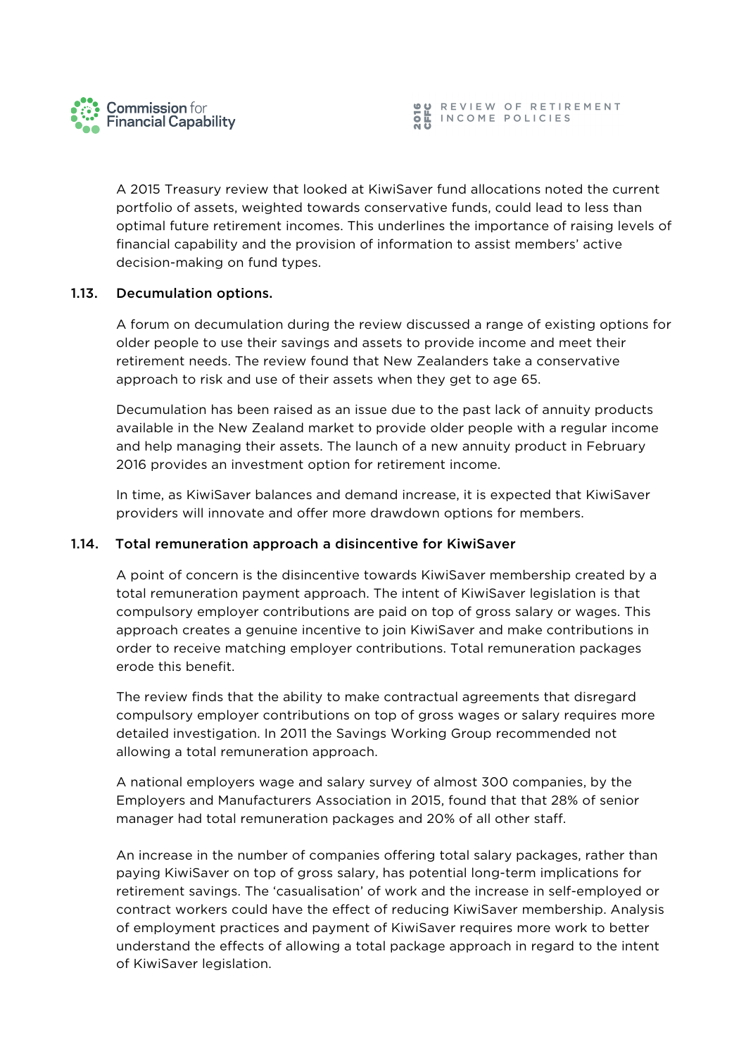A 2015 Treasury review that looked at KiwiSaver fund allocations noted the current portfolio of assets, weighted towards conservative funds, could lead to less than optimal future retirement incomes. This underlines the importance of raising levels of financial capability and the provision of information to assist members' active decision-making on fund types.

### 1.13. Decumulation options.

A forum on decumulation during the review discussed a range of existing options for older people to use their savings and assets to provide income and meet their retirement needs. The review found that New Zealanders take a conservative approach to risk and use of their assets when they get to age 65.

Decumulation has been raised as an issue due to the past lack of annuity products available in the New Zealand market to provide older people with a regular income and help managing their assets. The launch of a new annuity product in February 2016 provides an investment option for retirement income.

In time, as KiwiSaver balances and demand increase, it is expected that KiwiSaver providers will innovate and offer more drawdown options for members.

### 1.14. Total remuneration approach a disincentive for KiwiSaver

A point of concern is the disincentive towards KiwiSaver membership created by a total remuneration payment approach. The intent of KiwiSaver legislation is that compulsory employer contributions are paid on top of gross salary or wages. This approach creates a genuine incentive to join KiwiSaver and make contributions in order to receive matching employer contributions. Total remuneration packages erode this benefit.

The review finds that the ability to make contractual agreements that disregard compulsory employer contributions on top of gross wages or salary requires more detailed investigation. In 2011 the Savings Working Group recommended not allowing a total remuneration approach.

A national employers wage and salary survey of almost 300 companies, by the Employers and Manufacturers Association in 2015, found that that 28% of senior manager had total remuneration packages and 20% of all other staff.

An increase in the number of companies offering total salary packages, rather than paying KiwiSaver on top of gross salary, has potential long-term implications for retirement savings. The 'casualisation' of work and the increase in self-employed or contract workers could have the effect of reducing KiwiSaver membership. Analysis of employment practices and payment of KiwiSaver requires more work to better understand the effects of allowing a total package approach in regard to the intent of KiwiSaver legislation.